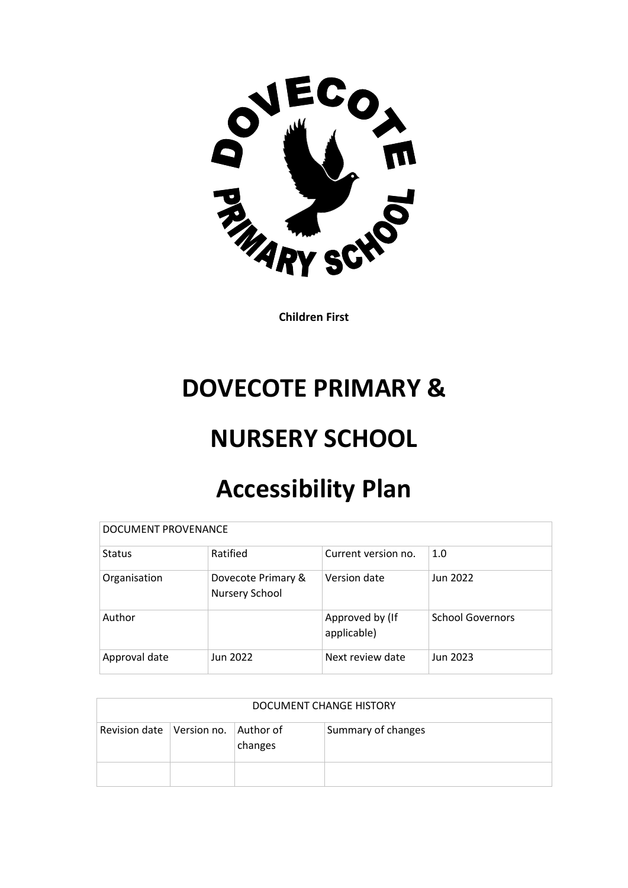**Children First**

# DOVECOTE PRIMARY & NURSERY SCHOOL

# Accessibility Plan

| DOCUMENT PROVENANCE | | | |
|---|---|---|---|
| Status | Ratified | Current version no. | 1.0 |
| Organisation | Dovecote Primary & Nursery School | Version date | Jun 2022 |
| Author | | Approved by (If applicable) | School Governors |
| Approval date | Jun 2022 | Next review date | Jun 2023 |

| DOCUMENT CHANGE HISTORY | | | |
|---|---|---|---|
| Revision date | Version no. | Author of changes | Summary of changes |
| | | | |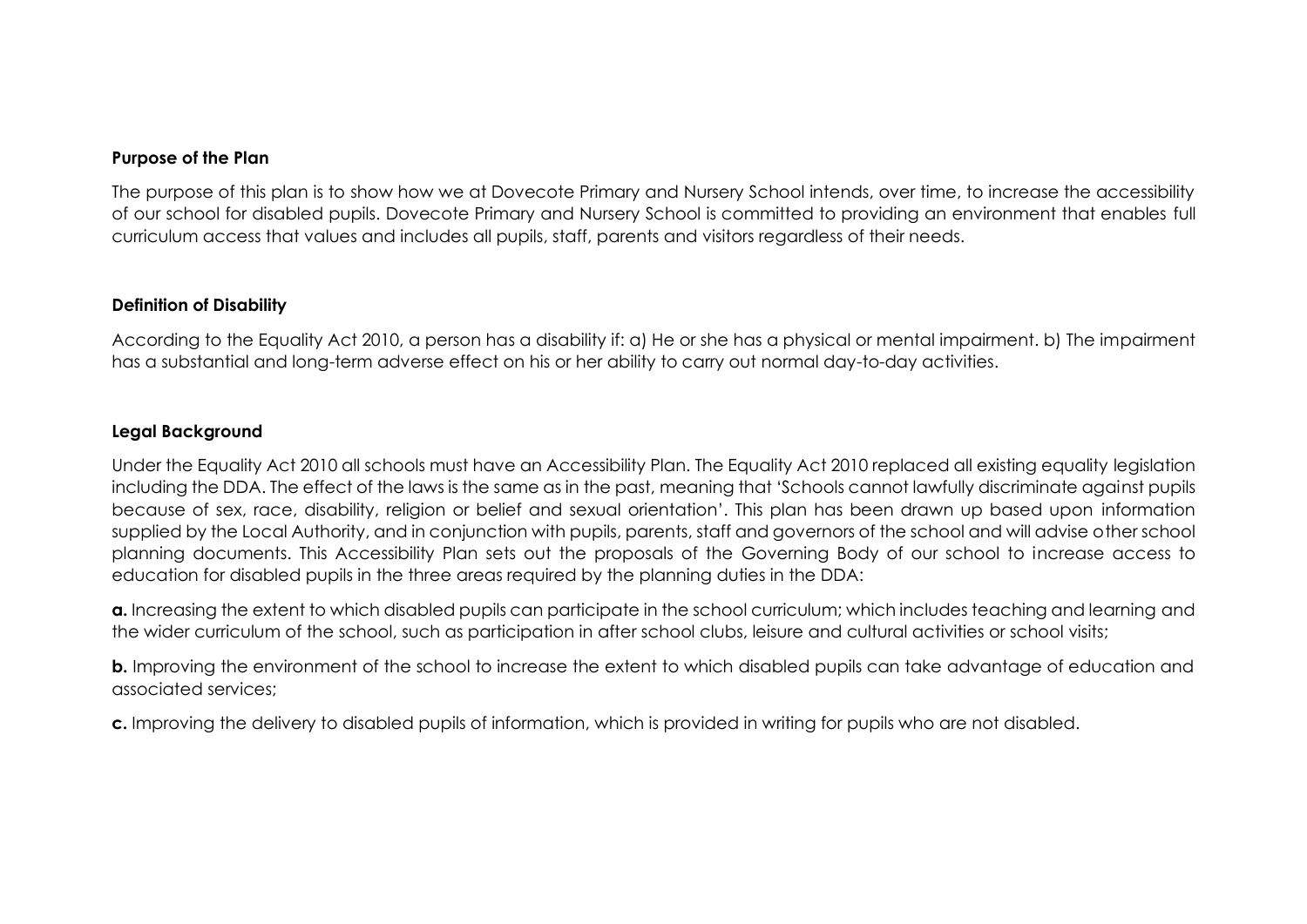**Purpose of the Plan**

The purpose of this plan is to show how we at Dovecote Primary and Nursery School intends, over time, to increase the accessibility of our school for disabled pupils. Dovecote Primary and Nursery School is committed to providing an environment that enables full curriculum access that values and includes all pupils, staff, parents and visitors regardless of their needs.

**Definition of Disability**

According to the Equality Act 2010, a person has a disability if: a) He or she has a physical or mental impairment. b) The impairment has a substantial and long-term adverse effect on his or her ability to carry out normal day-to-day activities.

**Legal Background**

Under the Equality Act 2010 all schools must have an Accessibility Plan. The Equality Act 2010 replaced all existing equality legislation including the DDA. The effect of the laws is the same as in the past, meaning that 'Schools cannot lawfully discriminate against pupils because of sex, race, disability, religion or belief and sexual orientation'. This plan has been drawn up based upon information supplied by the Local Authority, and in conjunction with pupils, parents, staff and governors of the school and will advise other school planning documents. This Accessibility Plan sets out the proposals of the Governing Body of our school to increase access to education for disabled pupils in the three areas required by the planning duties in the DDA:

**a.** Increasing the extent to which disabled pupils can participate in the school curriculum; which includes teaching and learning and the wider curriculum of the school, such as participation in after school clubs, leisure and cultural activities or school visits;

**b.** Improving the environment of the school to increase the extent to which disabled pupils can take advantage of education and associated services;

**c.** Improving the delivery to disabled pupils of information, which is provided in writing for pupils who are not disabled.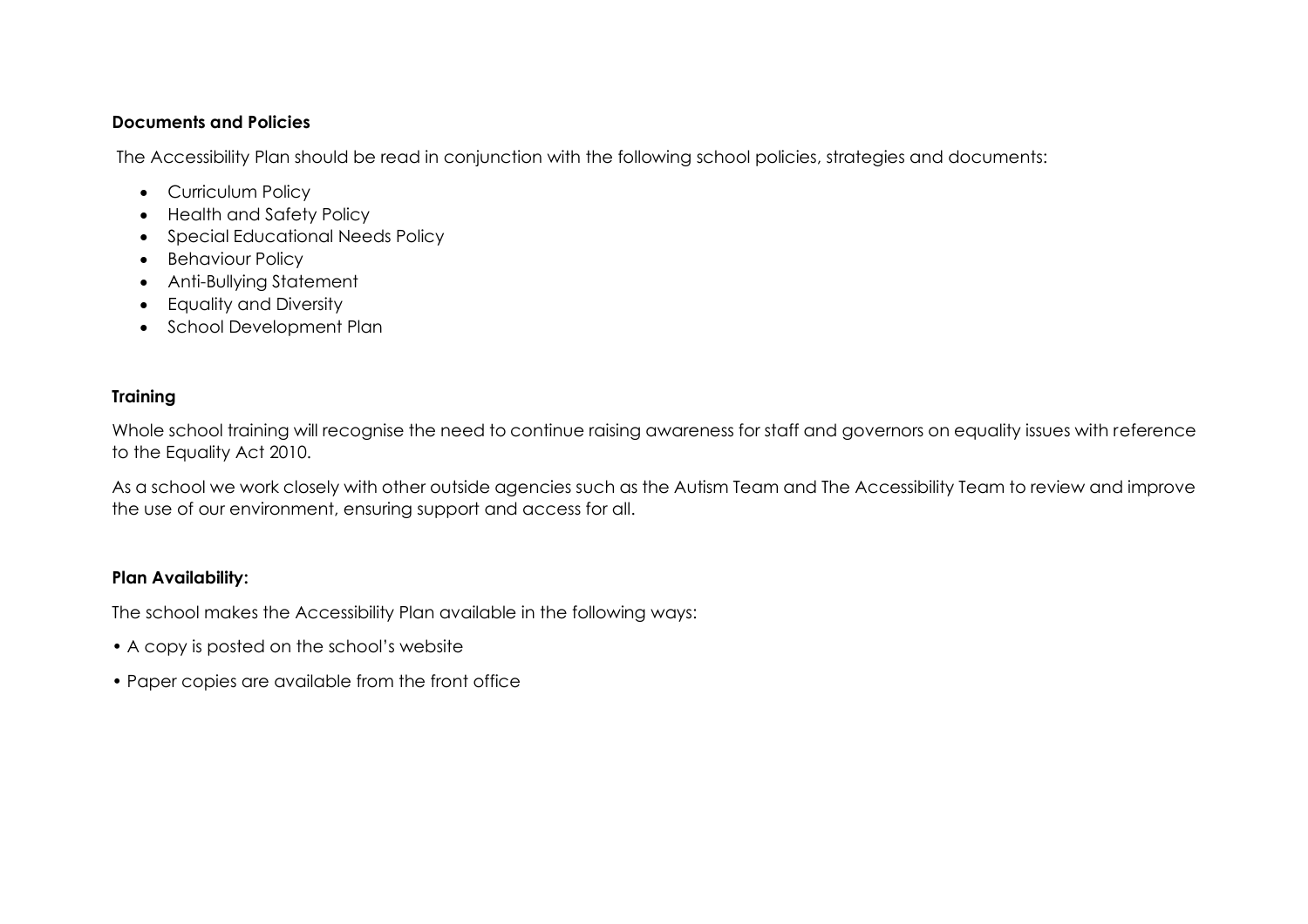**Documents and Policies**

The Accessibility Plan should be read in conjunction with the following school policies, strategies and documents:

- Curriculum Policy
- Health and Safety Policy
- Special Educational Needs Policy
- Behaviour Policy
- Anti-Bullying Statement
- Equality and Diversity
- School Development Plan

**Training**

Whole school training will recognise the need to continue raising awareness for staff and governors on equality issues with reference to the Equality Act 2010.

As a school we work closely with other outside agencies such as the Autism Team and The Accessibility Team to review and improve the use of our environment, ensuring support and access for all.

**Plan Availability:**

The school makes the Accessibility Plan available in the following ways:

- A copy is posted on the school's website
- Paper copies are available from the front office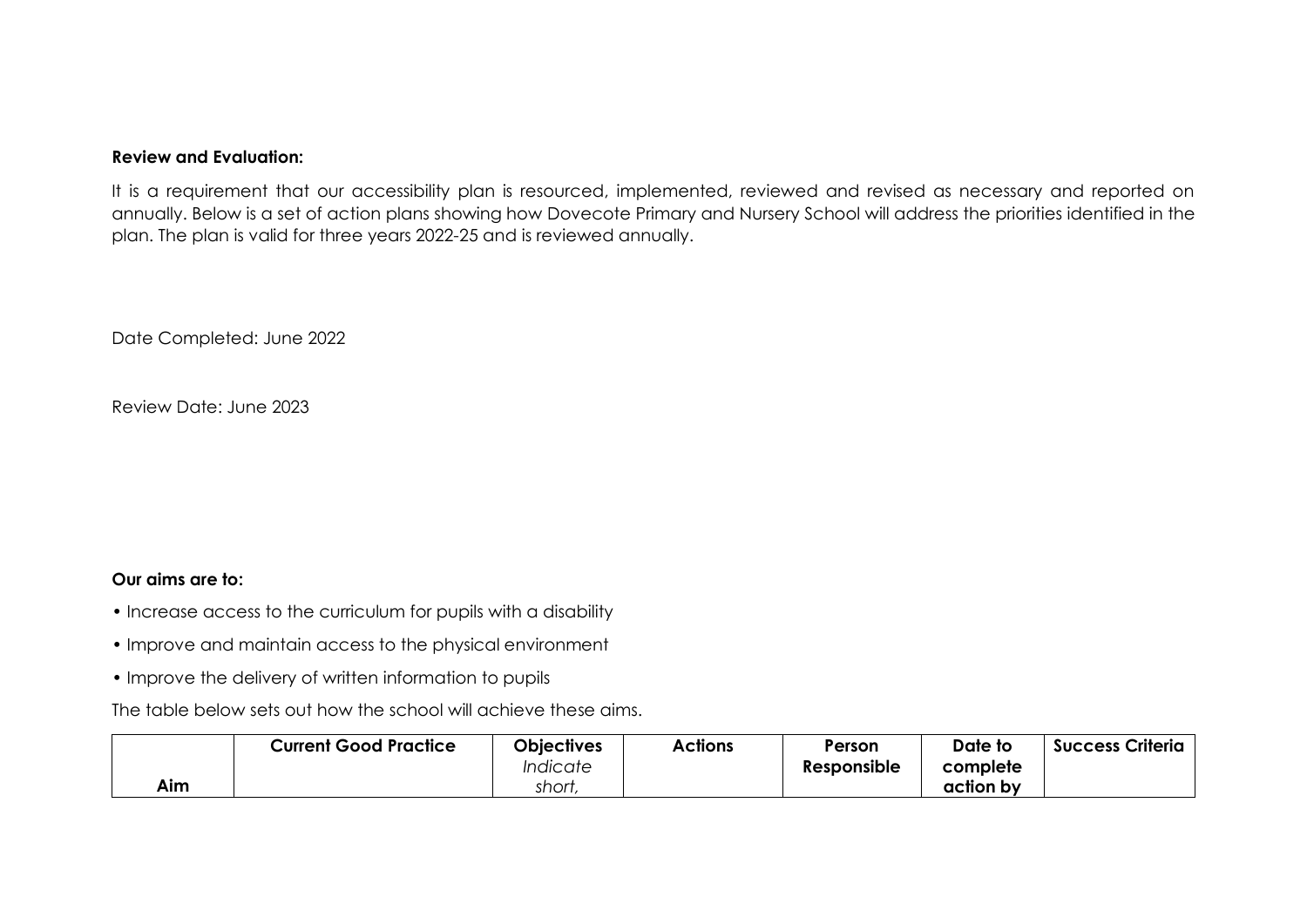**Review and Evaluation:**

It is a requirement that our accessibility plan is resourced, implemented, reviewed and revised as necessary and reported on annually. Below is a set of action plans showing how Dovecote Primary and Nursery School will address the priorities identified in the plan. The plan is valid for three years 2022-25 and is reviewed annually.

Date Completed: June 2022

Review Date: June 2023

**Our aims are to:**

- Increase access to the curriculum for pupils with a disability
- Improve and maintain access to the physical environment
- Improve the delivery of written information to pupils

The table below sets out how the school will achieve these aims.

| **Aim** | **Current Good Practice** | **Objectives** *Indicate short,* | **Actions** | **Person Responsible** | **Date to complete action by** | **Success Criteria** |
|---|---|---|---|---|---|---|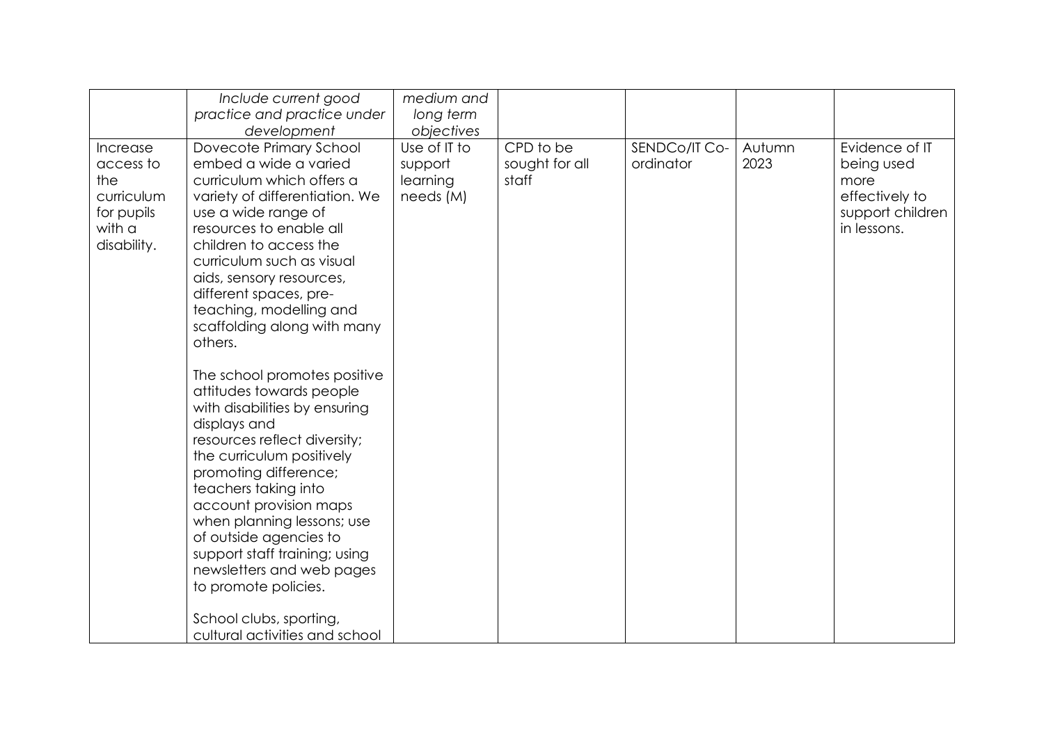|  | *Include current good practice and practice under development* | *medium and long term objectives* |  |  |  |  |
|---|---|---|---|---|---|---|
| Increase access to the curriculum for pupils with a disability. | Dovecote Primary School embed a wide a varied curriculum which offers a variety of differentiation. We use a wide range of resources to enable all children to access the curriculum such as visual aids, sensory resources, different spaces, pre-teaching, modelling and scaffolding along with many others.<br><br>The school promotes positive attitudes towards people with disabilities by ensuring displays and resources reflect diversity; the curriculum positively promoting difference; teachers taking into account provision maps when planning lessons; use of outside agencies to support staff training; using newsletters and web pages to promote policies.<br><br>School clubs, sporting, cultural activities and school | Use of IT to support learning needs (M) | CPD to be sought for all staff | SENDCo/IT Co-ordinator | Autumn 2023 | Evidence of IT being used more effectively to support children in lessons. |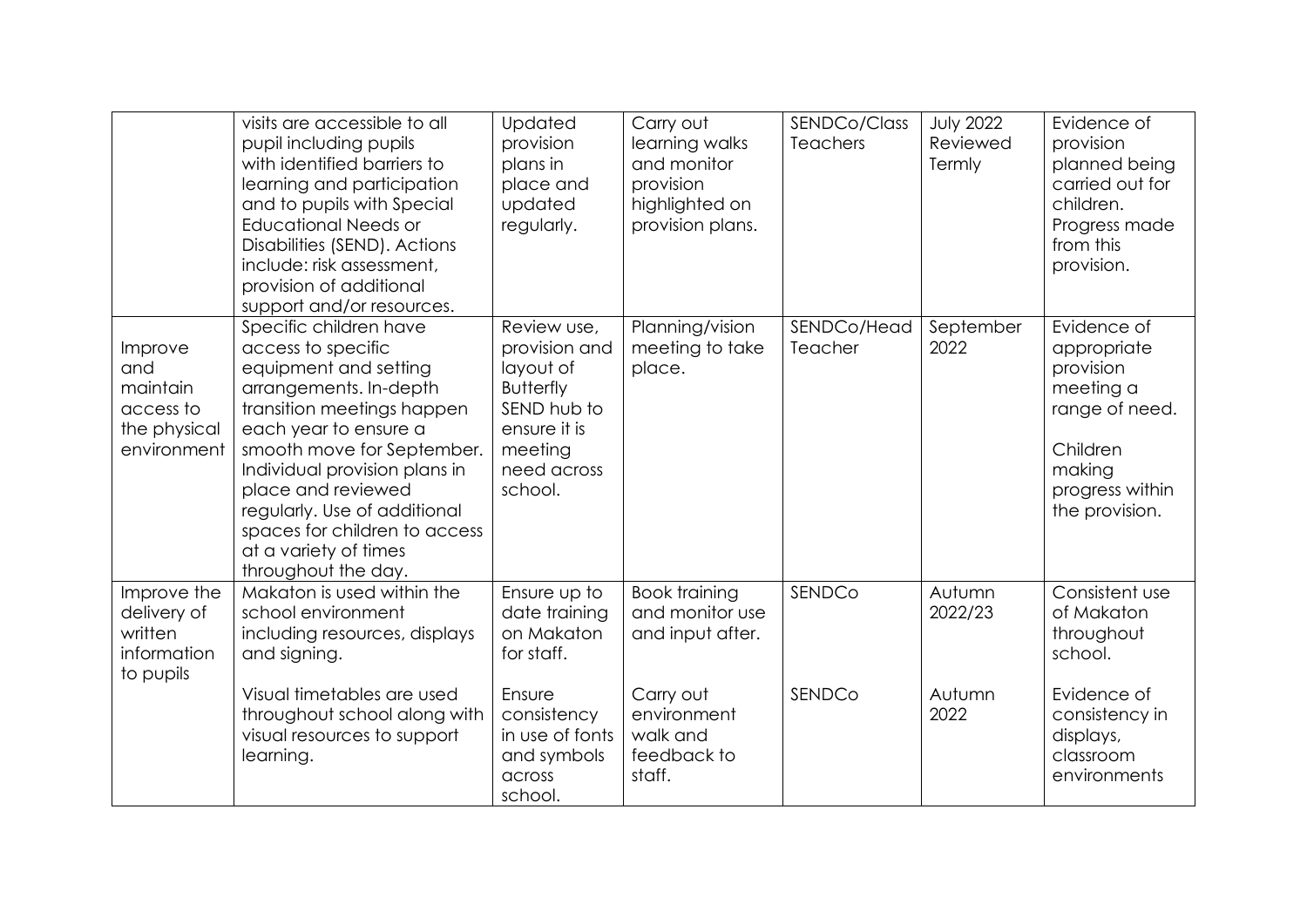| | | | | | | |
|---|---|---|---|---|---|---|
| | visits are accessible to all pupil including pupils with identified barriers to learning and participation and to pupils with Special Educational Needs or Disabilities (SEND). Actions include: risk assessment, provision of additional support and/or resources. | Updated provision plans in place and updated regularly. | Carry out learning walks and monitor provision highlighted on provision plans. | SENDCo/Class Teachers | July 2022 Reviewed Termly | Evidence of provision planned being carried out for children. Progress made from this provision. |
| Improve and maintain access to the physical environment | Specific children have access to specific equipment and setting arrangements. In-depth transition meetings happen each year to ensure a smooth move for September. Individual provision plans in place and reviewed regularly. Use of additional spaces for children to access at a variety of times throughout the day. | Review use, provision and layout of Butterfly SEND hub to ensure it is meeting need across school. | Planning/vision meeting to take place. | SENDCo/Head Teacher | September 2022 | Evidence of appropriate provision meeting a range of need.<br><br>Children making progress within the provision. |
| Improve the delivery of written information to pupils | Makaton is used within the school environment including resources, displays and signing. | Ensure up to date training on Makaton for staff. | Book training and monitor use and input after. | SENDCo | Autumn 2022/23 | Consistent use of Makaton throughout school. |
| | Visual timetables are used throughout school along with visual resources to support learning. | Ensure consistency in use of fonts and symbols across school. | Carry out environment walk and feedback to staff. | SENDCo | Autumn 2022 | Evidence of consistency in displays, classroom environments |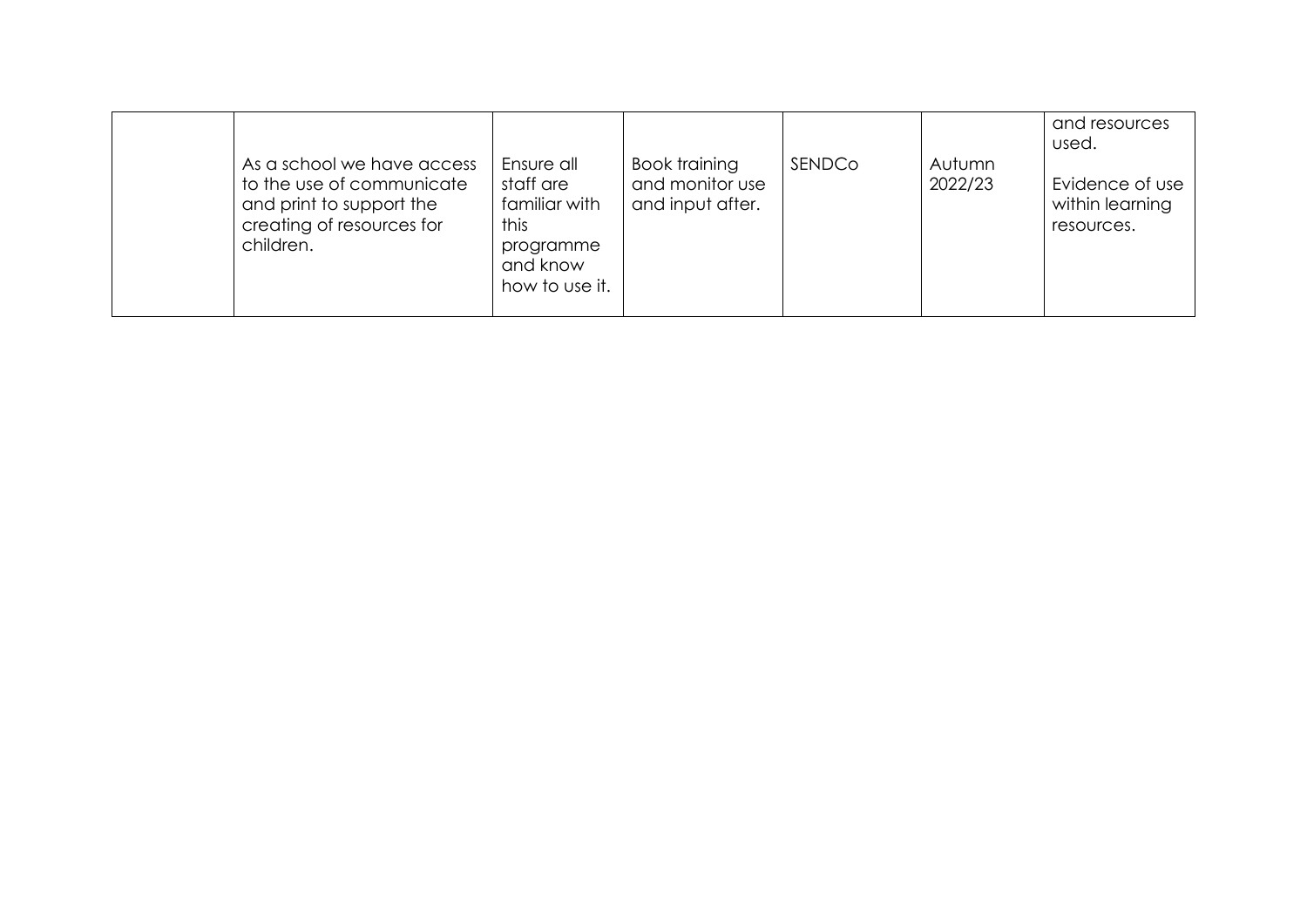| | | | | | | |
|---|---|---|---|---|---|---|
| | As a school we have access to the use of communicate and print to support the creating of resources for children. | Ensure all staff are familiar with this programme and know how to use it. | Book training and monitor use and input after. | SENDCo | Autumn 2022/23 | and resources used.<br><br>Evidence of use within learning resources. |